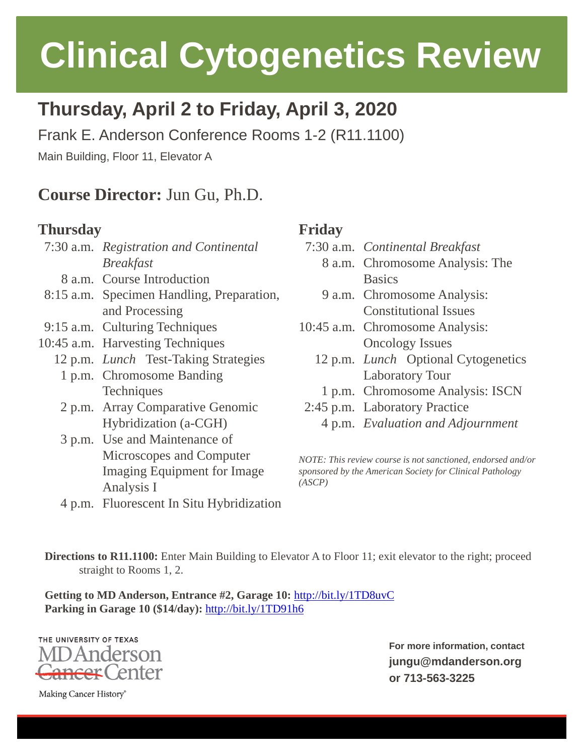# Clinical Cytogenetics Review

## Thursday, April 2 to Friday, April 3, 2020

Frank E. Anderson Conference Rooms 1-2 (R11.1100)

Main Building, Floor 11, Elevator A

### **Course Director:** Jun Gu, Ph.D.

### Thursday

| | |
|---|---|
| 7:30 a.m. | *Registration and Continental Breakfast* |
| 8 a.m. | Course Introduction |
| 8:15 a.m. | Specimen Handling, Preparation, and Processing |
| 9:15 a.m. | Culturing Techniques |
| 10:45 a.m. | Harvesting Techniques |
| 12 p.m. | *Lunch* Test-Taking Strategies |
| 1 p.m. | Chromosome Banding Techniques |
| 2 p.m. | Array Comparative Genomic Hybridization (a-CGH) |
| 3 p.m. | Use and Maintenance of Microscopes and Computer Imaging Equipment for Image Analysis I |
| 4 p.m. | Fluorescent In Situ Hybridization |

### Friday

| | |
|---|---|
| 7:30 a.m. | *Continental Breakfast* |
| 8 a.m. | Chromosome Analysis: The Basics |
| 9 a.m. | Chromosome Analysis: Constitutional Issues |
| 10:45 a.m. | Chromosome Analysis: Oncology Issues |
| 12 p.m. | *Lunch* Optional Cytogenetics Laboratory Tour |
| 1 p.m. | Chromosome Analysis: ISCN |
| 2:45 p.m. | Laboratory Practice |
| 4 p.m. | *Evaluation and Adjournment* |

*NOTE: This review course is not sanctioned, endorsed and/or sponsored by the American Society for Clinical Pathology (ASCP)*

**Directions to R11.1100:** Enter Main Building to Elevator A to Floor 11; exit elevator to the right; proceed straight to Rooms 1, 2.

**Getting to MD Anderson, Entrance #2, Garage 10:** http://bit.ly/1TD8uvC
**Parking in Garage 10 ($14/day):** http://bit.ly/1TD91h6

THE UNIVERSITY OF TEXAS
MD Anderson Cancer Center
Making Cancer History®

**For more information, contact**
**jungu@mdanderson.org**
**or 713-563-3225**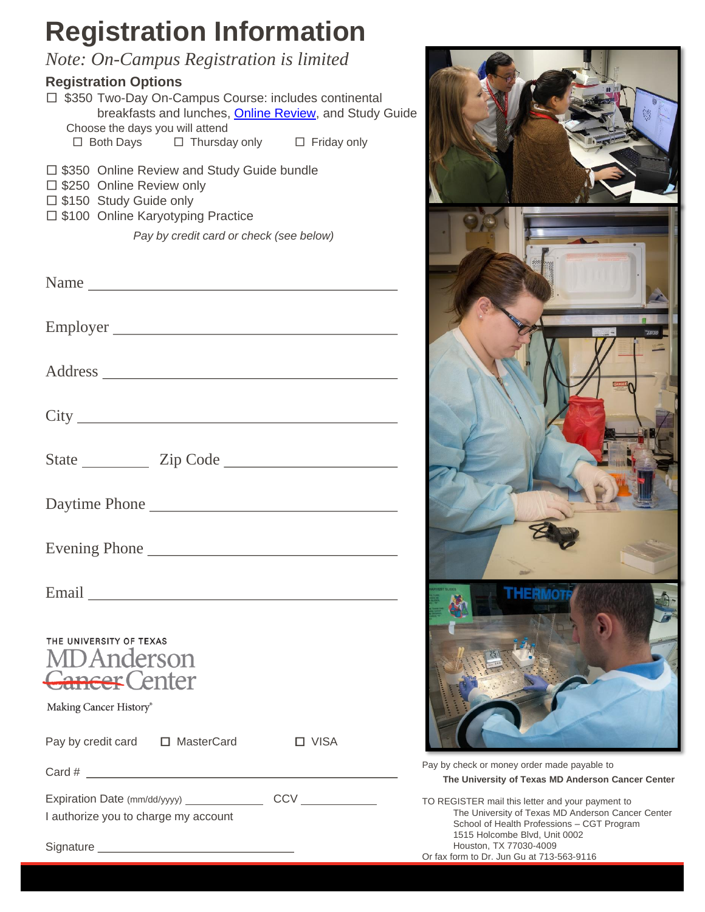# Registration Information

*Note: On-Campus Registration is limited*

### Registration Options

- ☐ $350 Two-Day On-Campus Course: includes continental breakfasts and lunches, Online Review, and Study Guide

  Choose the days you will attend

  ☐ Both Days ☐ Thursday only ☐ Friday only

- ☐ $350 Online Review and Study Guide bundle
- ☐ $250 Online Review only
- ☐ $150 Study Guide only
- ☐ $100 Online Karyotyping Practice

*Pay by credit card or check (see below)*

Name ______________________________

Employer ______________________________

Address ______________________________

City ______________________________

State ________ Zip Code ____________________

Daytime Phone ______________________________

Evening Phone ______________________________

Email ______________________________

THE UNIVERSITY OF TEXAS
MD Anderson Cancer Center
Making Cancer History®

Pay by credit card ☐ MasterCard ☐ VISA

Card # ______________________________

Expiration Date (mm/dd/yyyy) ____________ CCV ____________

I authorize you to charge my account

Signature ______________________________

Pay by check or money order made payable to

**The University of Texas MD Anderson Cancer Center**

TO REGISTER mail this letter and your payment to

The University of Texas MD Anderson Cancer Center
School of Health Professions – CGT Program
1515 Holcombe Blvd, Unit 0002
Houston, TX 77030-4009

Or fax form to Dr. Jun Gu at 713-563-9116